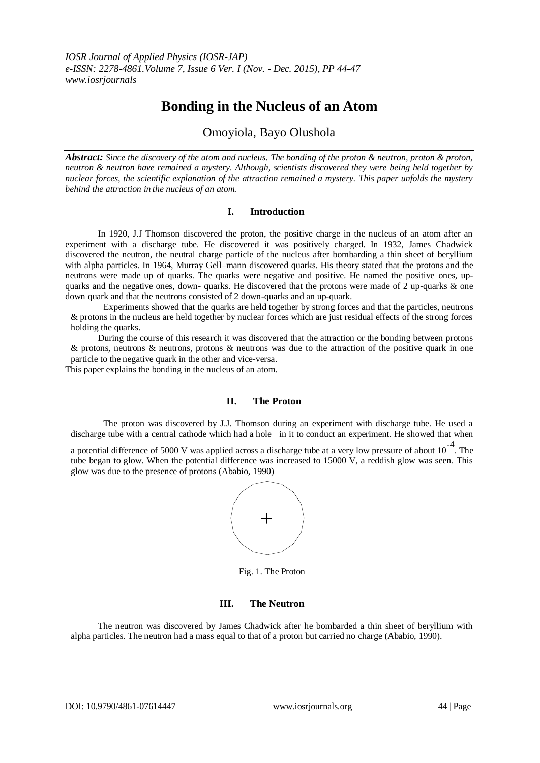# Bonding in the Nucleus of an Atom

Omoyiola, Bayo Olushola

***Abstract:*** *Since the discovery of the atom and nucleus. The bonding of the proton & neutron, proton & proton, neutron & neutron have remained a mystery. Although, scientists discovered they were being held together by nuclear forces, the scientific explanation of the attraction remained a mystery. This paper unfolds the mystery behind the attraction in the nucleus of an atom.*

## I. Introduction

In 1920, J.J Thomson discovered the proton, the positive charge in the nucleus of an atom after an experiment with a discharge tube. He discovered it was positively charged. In 1932, James Chadwick discovered the neutron, the neutral charge particle of the nucleus after bombarding a thin sheet of beryllium with alpha particles. In 1964, Murray Gell–mann discovered quarks. His theory stated that the protons and the neutrons were made up of quarks. The quarks were negative and positive. He named the positive ones, up-quarks and the negative ones, down- quarks. He discovered that the protons were made of 2 up-quarks & one down quark and that the neutrons consisted of 2 down-quarks and an up-quark.

Experiments showed that the quarks are held together by strong forces and that the particles, neutrons & protons in the nucleus are held together by nuclear forces which are just residual effects of the strong forces holding the quarks.

During the course of this research it was discovered that the attraction or the bonding between protons & protons, neutrons & neutrons, protons & neutrons was due to the attraction of the positive quark in one particle to the negative quark in the other and vice-versa.

This paper explains the bonding in the nucleus of an atom.

## II. The Proton

The proton was discovered by J.J. Thomson during an experiment with discharge tube. He used a discharge tube with a central cathode which had a hole in it to conduct an experiment. He showed that when a potential difference of 5000 V was applied across a discharge tube at a very low pressure of about $10^{-4}$. The tube began to glow. When the potential difference was increased to 15000 V, a reddish glow was seen. This glow was due to the presence of protons (Ababio, 1990)

Fig. 1. The Proton

## III. The Neutron

The neutron was discovered by James Chadwick after he bombarded a thin sheet of beryllium with alpha particles. The neutron had a mass equal to that of a proton but carried no charge (Ababio, 1990).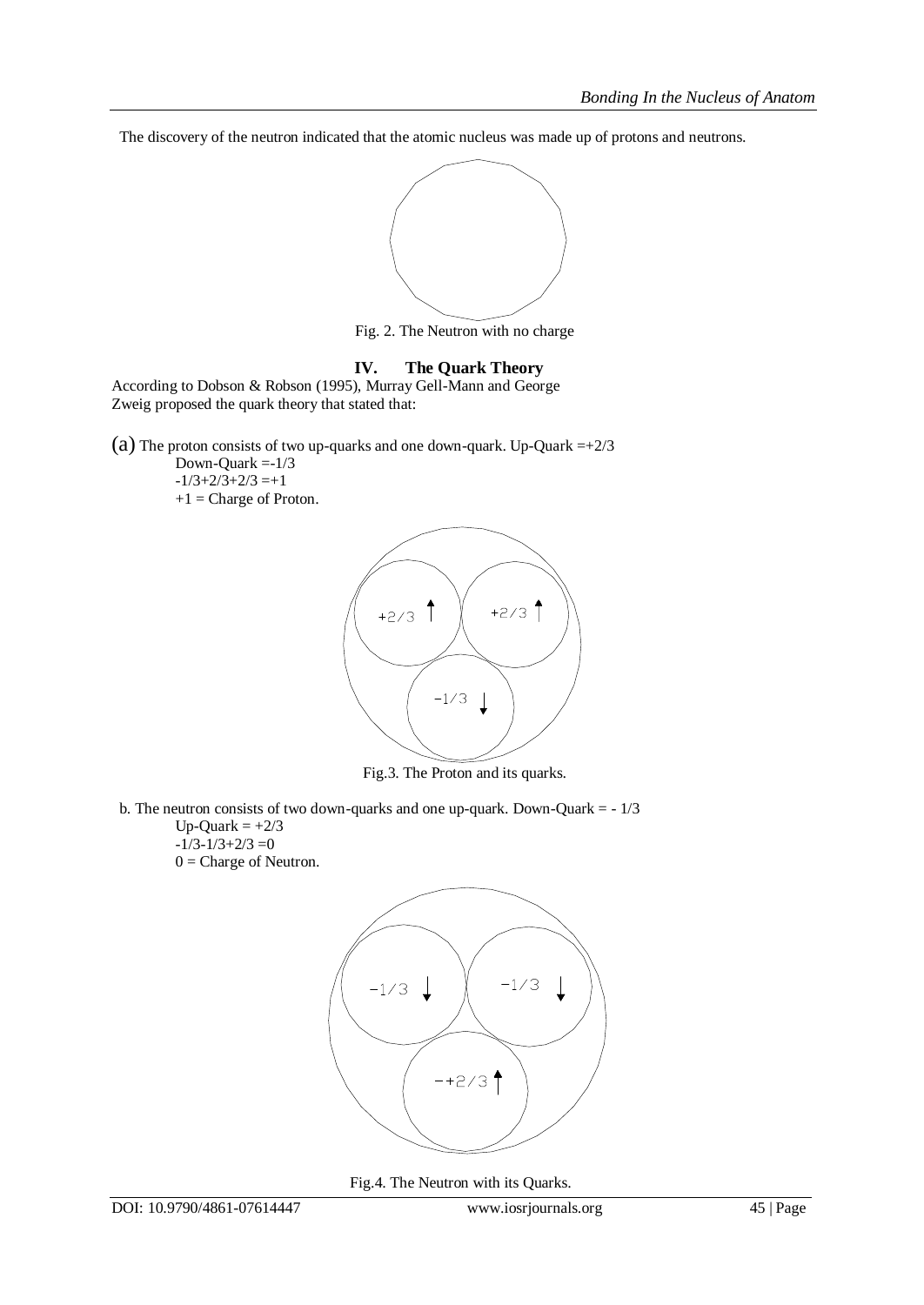The discovery of the neutron indicated that the atomic nucleus was made up of protons and neutrons.

Fig. 2. The Neutron with no charge

## IV. The Quark Theory

According to Dobson & Robson (1995), Murray Gell-Mann and George Zweig proposed the quark theory that stated that:

(a) The proposed consists of two up-quarks and one down-quark. Up-Quark $=+2/3$

Down-Quark $=-1/3$

$-1/3+2/3+2/3=+1$

$+1$ = Charge of Proton.

Fig.3. The Proton and its quarks.

b. The neutron consists of two down-quarks and one up-quark. Down-Quark $= -1/3$

Up-Quark $= +2/3$

$-1/3-1/3+2/3=0$

$0$ = Charge of Neutron.

Fig.4. The Neutron with its Quarks.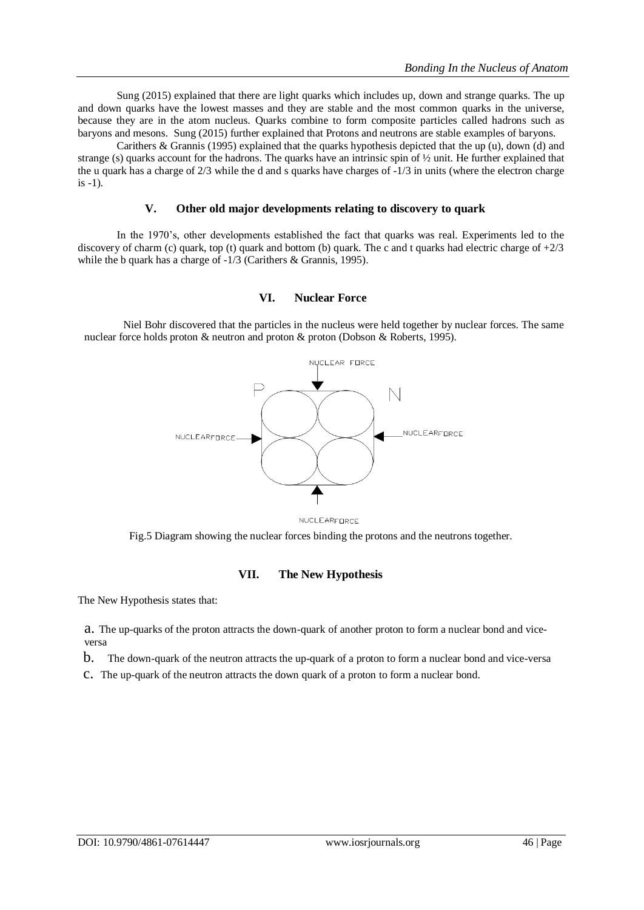Sung (2015) explained that there are light quarks which includes up, down and strange quarks. The up and down quarks have the lowest masses and they are stable and the most common quarks in the universe, because they are in the atom nucleus. Quarks combine to form composite particles called hadrons such as baryons and mesons. Sung (2015) further explained that Protons and neutrons are stable examples of baryons.

Carithers & Grannis (1995) explained that the quarks hypothesis depicted that the up (u), down (d) and strange (s) quarks account for the hadrons. The quarks have an intrinsic spin of ½ unit. He further explained that the u quark has a charge of 2/3 while the d and s quarks have charges of -1/3 in units (where the electron charge is -1).

## V. Other old major developments relating to discovery to quark

In the 1970's, other developments established the fact that quarks was real. Experiments led to the discovery of charm (c) quark, top (t) quark and bottom (b) quark. The c and t quarks had electric charge of +2/3 while the b quark has a charge of -1/3 (Carithers & Grannis, 1995).

## VI. Nuclear Force

Niel Bohr discovered that the particles in the nucleus were held together by nuclear forces. The same nuclear force holds proton & neutron and proton & proton (Dobson & Roberts, 1995).

NUCLEAR FORCE

P N

NUCLEARFORCE NUCLEARFORCE

NUCLEARFORCE

Fig.5 Diagram showing the nuclear forces binding the protons and the neutrons together.

## VII. The New Hypothesis

The New Hypothesis states that:

a. The up-quarks of the proton attracts the down-quark of another proton to form a nuclear bond and vice-versa

b. The down-quark of the neutron attracts the up-quark of a proton to form a nuclear bond and vice-versa

c. The up-quark of the neutron attracts the down quark of a proton to form a nuclear bond.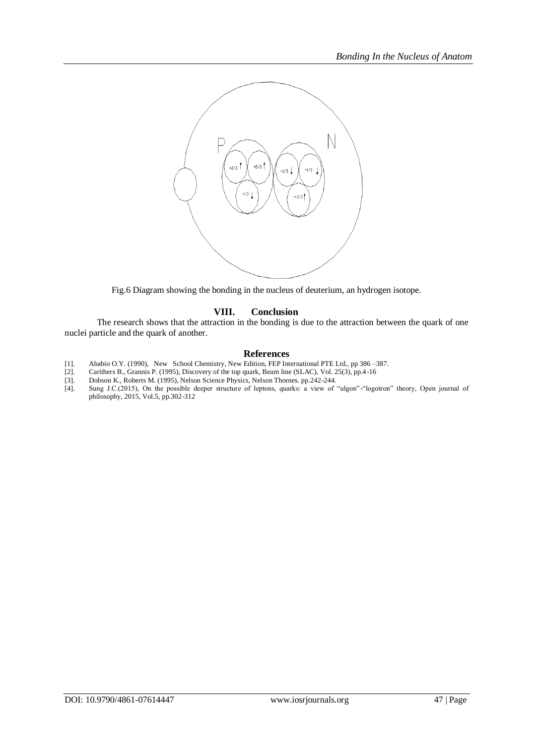P

N

+2/3 ↑ +2/3 ↑

−1/3 ↓

−1/3 ↓ −1/3 ↓

−+2/3 ↑

Fig.6 Diagram showing the bonding in the nucleus of deuterium, an hydrogen isotope.

## VIII. Conclusion

The research shows that the attraction in the bonding is due to the attraction between the quark of one nuclei particle and the quark of another.

## References

[1]. Ababio O.Y. (1990), New School Chemistry, New Edition, FEP International PTE Ltd., pp 386 –387.
[2]. Carithers B., Grannis P. (1995), Discovery of the top quark, Beam line (SLAC), Vol. 25(3), pp.4-16
[3]. Dobson K., Roberts M. (1995), Nelson Science Physics, Nelson Thornes. pp.242-244.
[4]. Sung J.C.(2015), On the possible deeper structure of leptons, quarks: a view of "ulgon"-"logotron" theory, Open journal of philosophy, 2015, Vol.5, pp.302-312